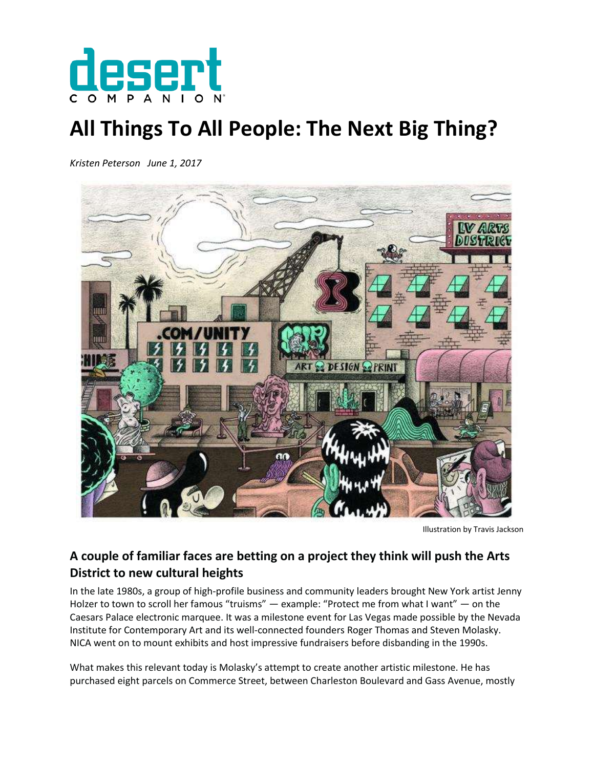desert COMPANION

# All Things To All People: The Next Big Thing?

*Kristen Peterson June 1, 2017*

Illustration by Travis Jackson

### A couple of familiar faces are betting on a project they think will push the Arts District to new cultural heights

In the late 1980s, a group of high-profile business and community leaders brought New York artist Jenny Holzer to town to scroll her famous "truisms" — example: "Protect me from what I want" — on the Caesars Palace electronic marquee. It was a milestone event for Las Vegas made possible by the Nevada Institute for Contemporary Art and its well-connected founders Roger Thomas and Steven Molasky. NICA went on to mount exhibits and host impressive fundraisers before disbanding in the 1990s.

What makes this relevant today is Molasky's attempt to create another artistic milestone. He has purchased eight parcels on Commerce Street, between Charleston Boulevard and Gass Avenue, mostly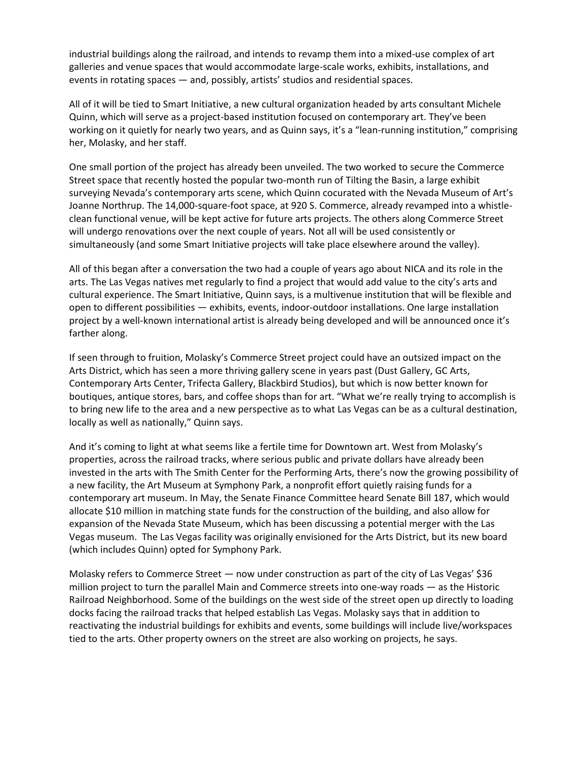industrial buildings along the railroad, and intends to revamp them into a mixed-use complex of art galleries and venue spaces that would accommodate large-scale works, exhibits, installations, and events in rotating spaces — and, possibly, artists' studios and residential spaces.

All of it will be tied to Smart Initiative, a new cultural organization headed by arts consultant Michele Quinn, which will serve as a project-based institution focused on contemporary art. They've been working on it quietly for nearly two years, and as Quinn says, it's a "lean-running institution," comprising her, Molasky, and her staff.

One small portion of the project has already been unveiled. The two worked to secure the Commerce Street space that recently hosted the popular two-month run of Tilting the Basin, a large exhibit surveying Nevada's contemporary arts scene, which Quinn cocurated with the Nevada Museum of Art's Joanne Northrup. The 14,000-square-foot space, at 920 S. Commerce, already revamped into a whistle-clean functional venue, will be kept active for future arts projects. The others along Commerce Street will undergo renovations over the next couple of years. Not all will be used consistently or simultaneously (and some Smart Initiative projects will take place elsewhere around the valley).

All of this began after a conversation the two had a couple of years ago about NICA and its role in the arts. The Las Vegas natives met regularly to find a project that would add value to the city's arts and cultural experience. The Smart Initiative, Quinn says, is a multivenue institution that will be flexible and open to different possibilities — exhibits, events, indoor-outdoor installations. One large installation project by a well-known international artist is already being developed and will be announced once it's farther along.

If seen through to fruition, Molasky's Commerce Street project could have an outsized impact on the Arts District, which has seen a more thriving gallery scene in years past (Dust Gallery, GC Arts, Contemporary Arts Center, Trifecta Gallery, Blackbird Studios), but which is now better known for boutiques, antique stores, bars, and coffee shops than for art. "What we're really trying to accomplish is to bring new life to the area and a new perspective as to what Las Vegas can be as a cultural destination, locally as well as nationally," Quinn says.

And it's coming to light at what seems like a fertile time for Downtown art. West from Molasky's properties, across the railroad tracks, where serious public and private dollars have already been invested in the arts with The Smith Center for the Performing Arts, there's now the growing possibility of a new facility, the Art Museum at Symphony Park, a nonprofit effort quietly raising funds for a contemporary art museum. In May, the Senate Finance Committee heard Senate Bill 187, which would allocate $10 million in matching state funds for the construction of the building, and also allow for expansion of the Nevada State Museum, which has been discussing a potential merger with the Las Vegas museum. The Las Vegas facility was originally envisioned for the Arts District, but its new board (which includes Quinn) opted for Symphony Park.

Molasky refers to Commerce Street — now under construction as part of the city of Las Vegas' $36 million project to turn the parallel Main and Commerce streets into one-way roads — as the Historic Railroad Neighborhood. Some of the buildings on the west side of the street open up directly to loading docks facing the railroad tracks that helped establish Las Vegas. Molasky says that in addition to reactivating the industrial buildings for exhibits and events, some buildings will include live/workspaces tied to the arts. Other property owners on the street are also working on projects, he says.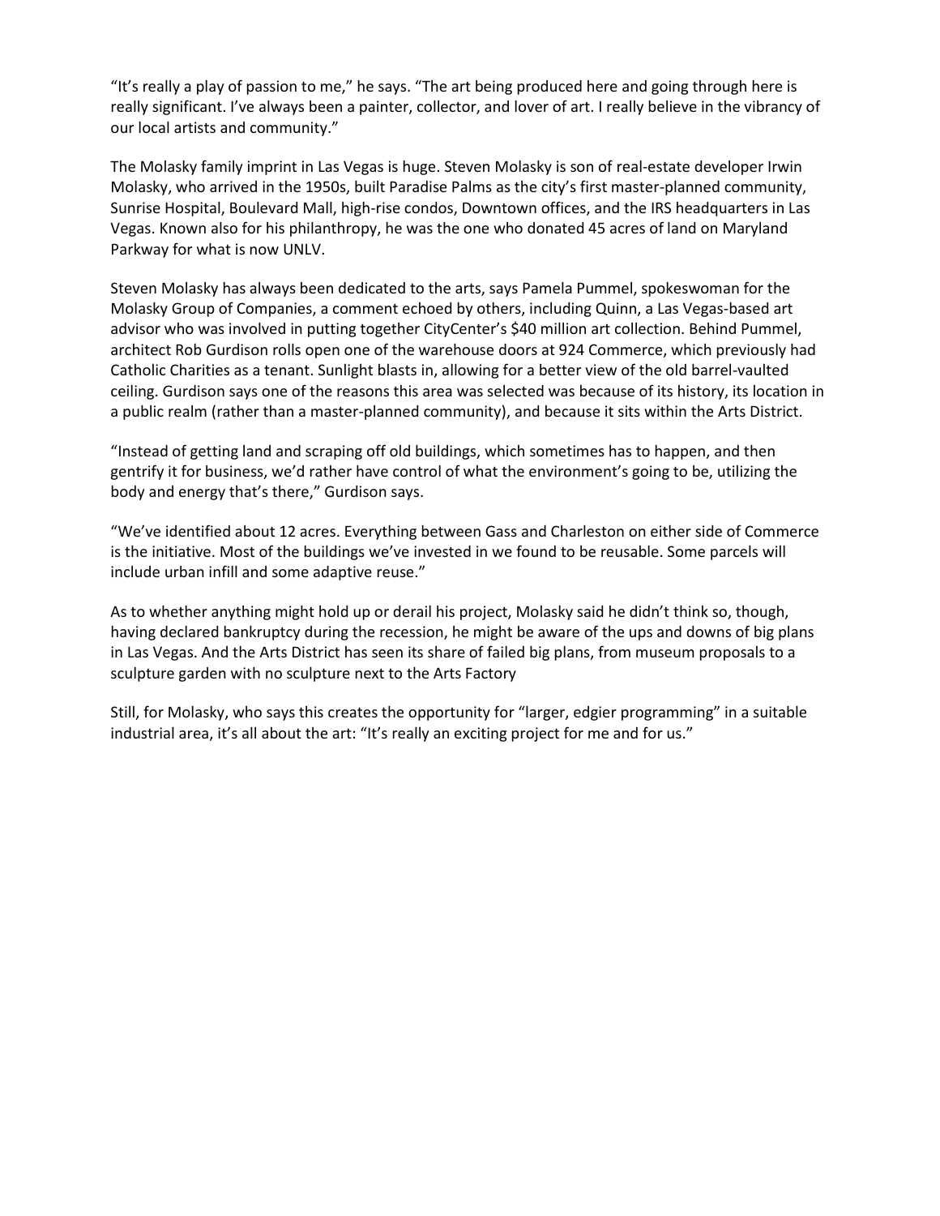"It's really a play of passion to me," he says. "The art being produced here and going through here is really significant. I've always been a painter, collector, and lover of art. I really believe in the vibrancy of our local artists and community."

The Molasky family imprint in Las Vegas is huge. Steven Molasky is son of real-estate developer Irwin Molasky, who arrived in the 1950s, built Paradise Palms as the city's first master-planned community, Sunrise Hospital, Boulevard Mall, high-rise condos, Downtown offices, and the IRS headquarters in Las Vegas. Known also for his philanthropy, he was the one who donated 45 acres of land on Maryland Parkway for what is now UNLV.

Steven Molasky has always been dedicated to the arts, says Pamela Pummel, spokeswoman for the Molasky Group of Companies, a comment echoed by others, including Quinn, a Las Vegas-based art advisor who was involved in putting together CityCenter's $40 million art collection. Behind Pummel, architect Rob Gurdison rolls open one of the warehouse doors at 924 Commerce, which previously had Catholic Charities as a tenant. Sunlight blasts in, allowing for a better view of the old barrel-vaulted ceiling. Gurdison says one of the reasons this area was selected was because of its history, its location in a public realm (rather than a master-planned community), and because it sits within the Arts District.

"Instead of getting land and scraping off old buildings, which sometimes has to happen, and then gentrify it for business, we'd rather have control of what the environment's going to be, utilizing the body and energy that's there," Gurdison says.

"We've identified about 12 acres. Everything between Gass and Charleston on either side of Commerce is the initiative. Most of the buildings we've invested in we found to be reusable. Some parcels will include urban infill and some adaptive reuse."

As to whether anything might hold up or derail his project, Molasky said he didn't think so, though, having declared bankruptcy during the recession, he might be aware of the ups and downs of big plans in Las Vegas. And the Arts District has seen its share of failed big plans, from museum proposals to a sculpture garden with no sculpture next to the Arts Factory

Still, for Molasky, who says this creates the opportunity for "larger, edgier programming" in a suitable industrial area, it's all about the art: "It's really an exciting project for me and for us."